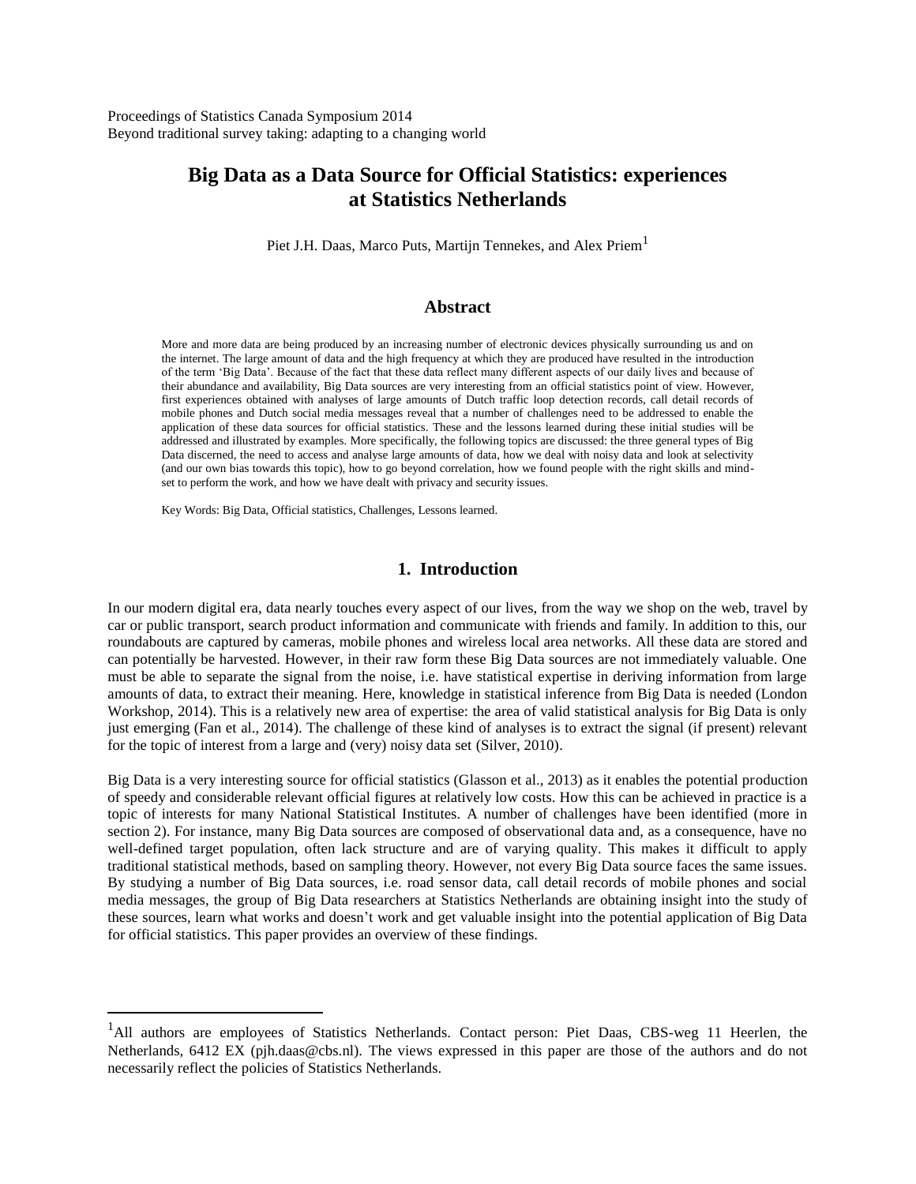Proceedings of Statistics Canada Symposium 2014
Beyond traditional survey taking: adapting to a changing world

# Big Data as a Data Source for Official Statistics: experiences at Statistics Netherlands

Piet J.H. Daas, Marco Puts, Martijn Tennekes, and Alex Priem[1]

## Abstract

More and more data are being produced by an increasing number of electronic devices physically surrounding us and on the internet. The large amount of data and the high frequency at which they are produced have resulted in the introduction of the term 'Big Data'. Because of the fact that these data reflect many different aspects of our daily lives and because of their abundance and availability, Big Data sources are very interesting from an official statistics point of view. However, first experiences obtained with analyses of large amounts of Dutch traffic loop detection records, call detail records of mobile phones and Dutch social media messages reveal that a number of challenges need to be addressed to enable the application of these data sources for official statistics. These and the lessons learned during these initial studies will be addressed and illustrated by examples. More specifically, the following topics are discussed: the three general types of Big Data discerned, the need to access and analyse large amounts of data, how we deal with noisy data and look at selectivity (and our own bias towards this topic), how to go beyond correlation, how we found people with the right skills and mind-set to perform the work, and how we have dealt with privacy and security issues.

Key Words: Big Data, Official statistics, Challenges, Lessons learned.

## 1. Introduction

In our modern digital era, data nearly touches every aspect of our lives, from the way we shop on the web, travel by car or public transport, search product information and communicate with friends and family. In addition to this, our roundabouts are captured by cameras, mobile phones and wireless local area networks. All these data are stored and can potentially be harvested. However, in their raw form these Big Data sources are not immediately valuable. One must be able to separate the signal from the noise, i.e. have statistical expertise in deriving information from large amounts of data, to extract their meaning. Here, knowledge in statistical inference from Big Data is needed (London Workshop, 2014). This is a relatively new area of expertise: the area of valid statistical analysis for Big Data is only just emerging (Fan et al., 2014). The challenge of these kind of analyses is to extract the signal (if present) relevant for the topic of interest from a large and (very) noisy data set (Silver, 2010).

Big Data is a very interesting source for official statistics (Glasson et al., 2013) as it enables the potential production of speedy and considerable relevant official figures at relatively low costs. How this can be achieved in practice is a topic of interests for many National Statistical Institutes. A number of challenges have been identified (more in section 2). For instance, many Big Data sources are composed of observational data and, as a consequence, have no well-defined target population, often lack structure and are of varying quality. This makes it difficult to apply traditional statistical methods, based on sampling theory. However, not every Big Data source faces the same issues. By studying a number of Big Data sources, i.e. road sensor data, call detail records of mobile phones and social media messages, the group of Big Data researchers at Statistics Netherlands are obtaining insight into the study of these sources, learn what works and doesn't work and get valuable insight into the potential application of Big Data for official statistics. This paper provides an overview of these findings.

[1]All authors are employees of Statistics Netherlands. Contact person: Piet Daas, CBS-weg 11 Heerlen, the Netherlands, 6412 EX (pjh.daas@cbs.nl). The views expressed in this paper are those of the authors and do not necessarily reflect the policies of Statistics Netherlands.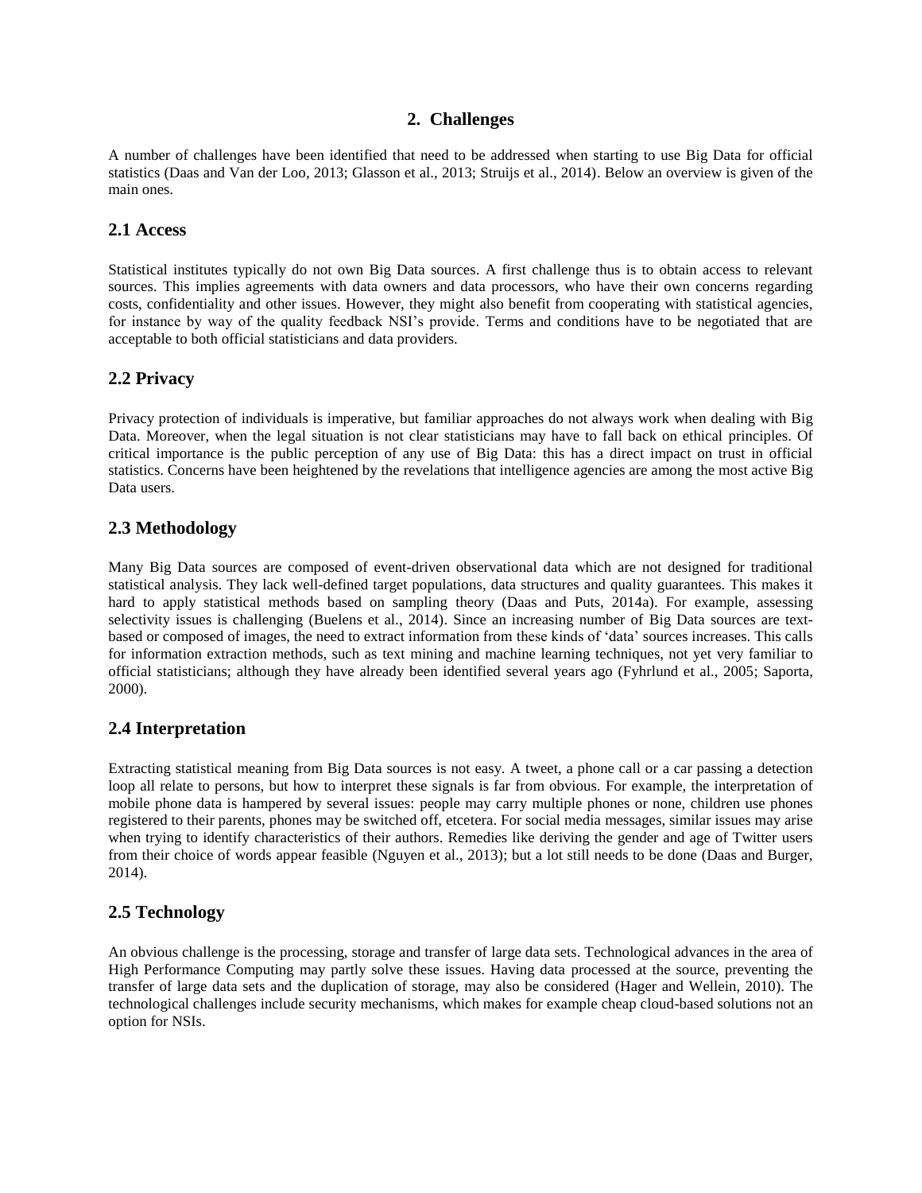## 2. Challenges

A number of challenges have been identified that need to be addressed when starting to use Big Data for official statistics (Daas and Van der Loo, 2013; Glasson et al., 2013; Struijs et al., 2014). Below an overview is given of the main ones.

### 2.1 Access

Statistical institutes typically do not own Big Data sources. A first challenge thus is to obtain access to relevant sources. This implies agreements with data owners and data processors, who have their own concerns regarding costs, confidentiality and other issues. However, they might also benefit from cooperating with statistical agencies, for instance by way of the quality feedback NSI's provide. Terms and conditions have to be negotiated that are acceptable to both official statisticians and data providers.

### 2.2 Privacy

Privacy protection of individuals is imperative, but familiar approaches do not always work when dealing with Big Data. Moreover, when the legal situation is not clear statisticians may have to fall back on ethical principles. Of critical importance is the public perception of any use of Big Data: this has a direct impact on trust in official statistics. Concerns have been heightened by the revelations that intelligence agencies are among the most active Big Data users.

### 2.3 Methodology

Many Big Data sources are composed of event-driven observational data which are not designed for traditional statistical analysis. They lack well-defined target populations, data structures and quality guarantees. This makes it hard to apply statistical methods based on sampling theory (Daas and Puts, 2014a). For example, assessing selectivity issues is challenging (Buelens et al., 2014). Since an increasing number of Big Data sources are text-based or composed of images, the need to extract information from these kinds of 'data' sources increases. This calls for information extraction methods, such as text mining and machine learning techniques, not yet very familiar to official statisticians; although they have already been identified several years ago (Fyhrlund et al., 2005; Saporta, 2000).

### 2.4 Interpretation

Extracting statistical meaning from Big Data sources is not easy. A tweet, a phone call or a car passing a detection loop all relate to persons, but how to interpret these signals is far from obvious. For example, the interpretation of mobile phone data is hampered by several issues: people may carry multiple phones or none, children use phones registered to their parents, phones may be switched off, etcetera. For social media messages, similar issues may arise when trying to identify characteristics of their authors. Remedies like deriving the gender and age of Twitter users from their choice of words appear feasible (Nguyen et al., 2013); but a lot still needs to be done (Daas and Burger, 2014).

### 2.5 Technology

An obvious challenge is the processing, storage and transfer of large data sets. Technological advances in the area of High Performance Computing may partly solve these issues. Having data processed at the source, preventing the transfer of large data sets and the duplication of storage, may also be considered (Hager and Wellein, 2010). The technological challenges include security mechanisms, which makes for example cheap cloud-based solutions not an option for NSIs.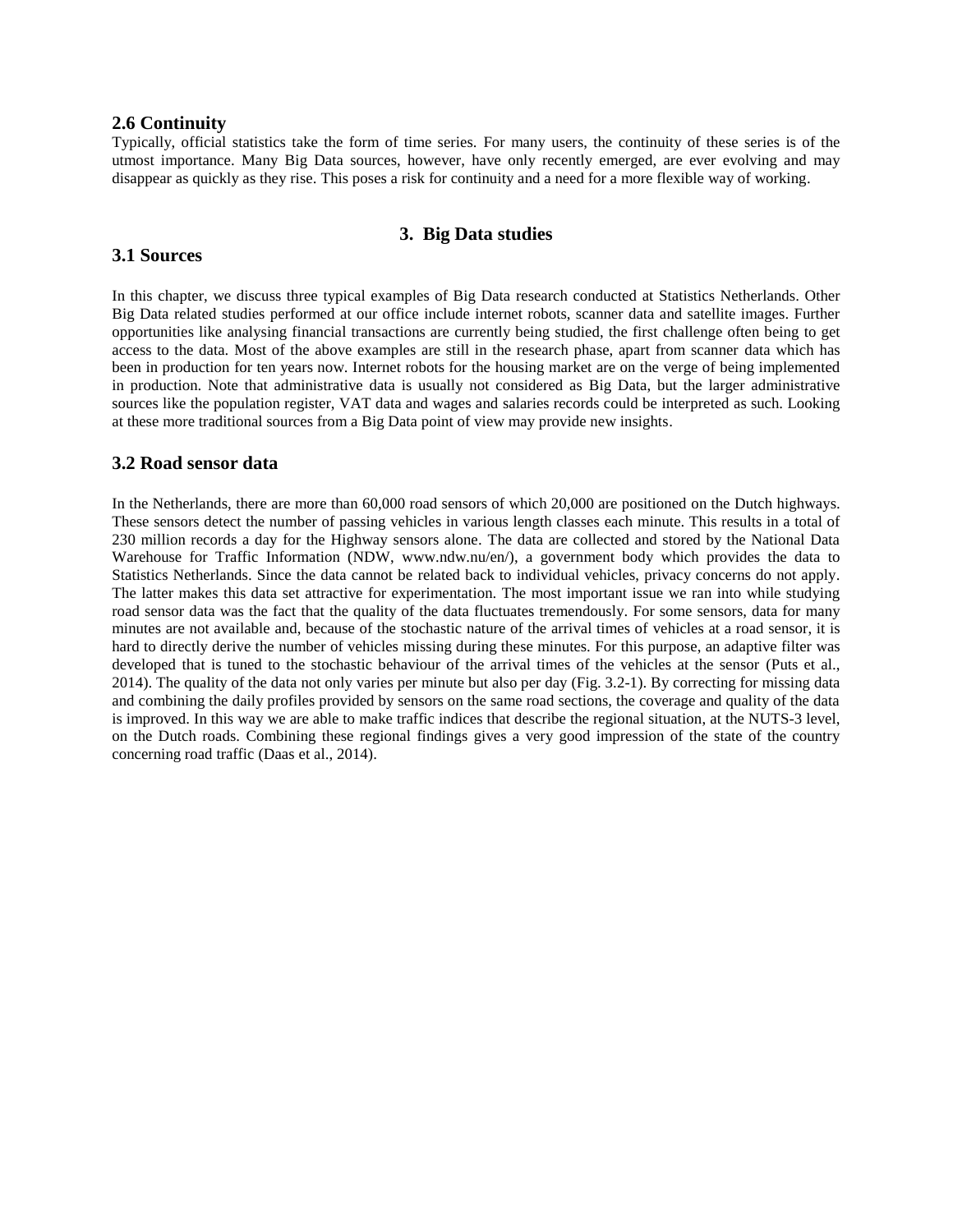### 2.6 Continuity

Typically, official statistics take the form of time series. For many users, the continuity of these series is of the utmost importance. Many Big Data sources, however, have only recently emerged, are ever evolving and may disappear as quickly as they rise. This poses a risk for continuity and a need for a more flexible way of working.

## 3. Big Data studies

### 3.1 Sources

In this chapter, we discuss three typical examples of Big Data research conducted at Statistics Netherlands. Other Big Data related studies performed at our office include internet robots, scanner data and satellite images. Further opportunities like analysing financial transactions are currently being studied, the first challenge often being to get access to the data. Most of the above examples are still in the research phase, apart from scanner data which has been in production for ten years now. Internet robots for the housing market are on the verge of being implemented in production. Note that administrative data is usually not considered as Big Data, but the larger administrative sources like the population register, VAT data and wages and salaries records could be interpreted as such. Looking at these more traditional sources from a Big Data point of view may provide new insights.

### 3.2 Road sensor data

In the Netherlands, there are more than 60,000 road sensors of which 20,000 are positioned on the Dutch highways. These sensors detect the number of passing vehicles in various length classes each minute. This results in a total of 230 million records a day for the Highway sensors alone. The data are collected and stored by the National Data Warehouse for Traffic Information (NDW, www.ndw.nu/en/), a government body which provides the data to Statistics Netherlands. Since the data cannot be related back to individual vehicles, privacy concerns do not apply. The latter makes this data set attractive for experimentation. The most important issue we ran into while studying road sensor data was the fact that the quality of the data fluctuates tremendously. For some sensors, data for many minutes are not available and, because of the stochastic nature of the arrival times of vehicles at a road sensor, it is hard to directly derive the number of vehicles missing during these minutes. For this purpose, an adaptive filter was developed that is tuned to the stochastic behaviour of the arrival times of the vehicles at the sensor (Puts et al., 2014). The quality of the data not only varies per minute but also per day (Fig. 3.2-1). By correcting for missing data and combining the daily profiles provided by sensors on the same road sections, the coverage and quality of the data is improved. In this way we are able to make traffic indices that describe the regional situation, at the NUTS-3 level, on the Dutch roads. Combining these regional findings gives a very good impression of the state of the country concerning road traffic (Daas et al., 2014).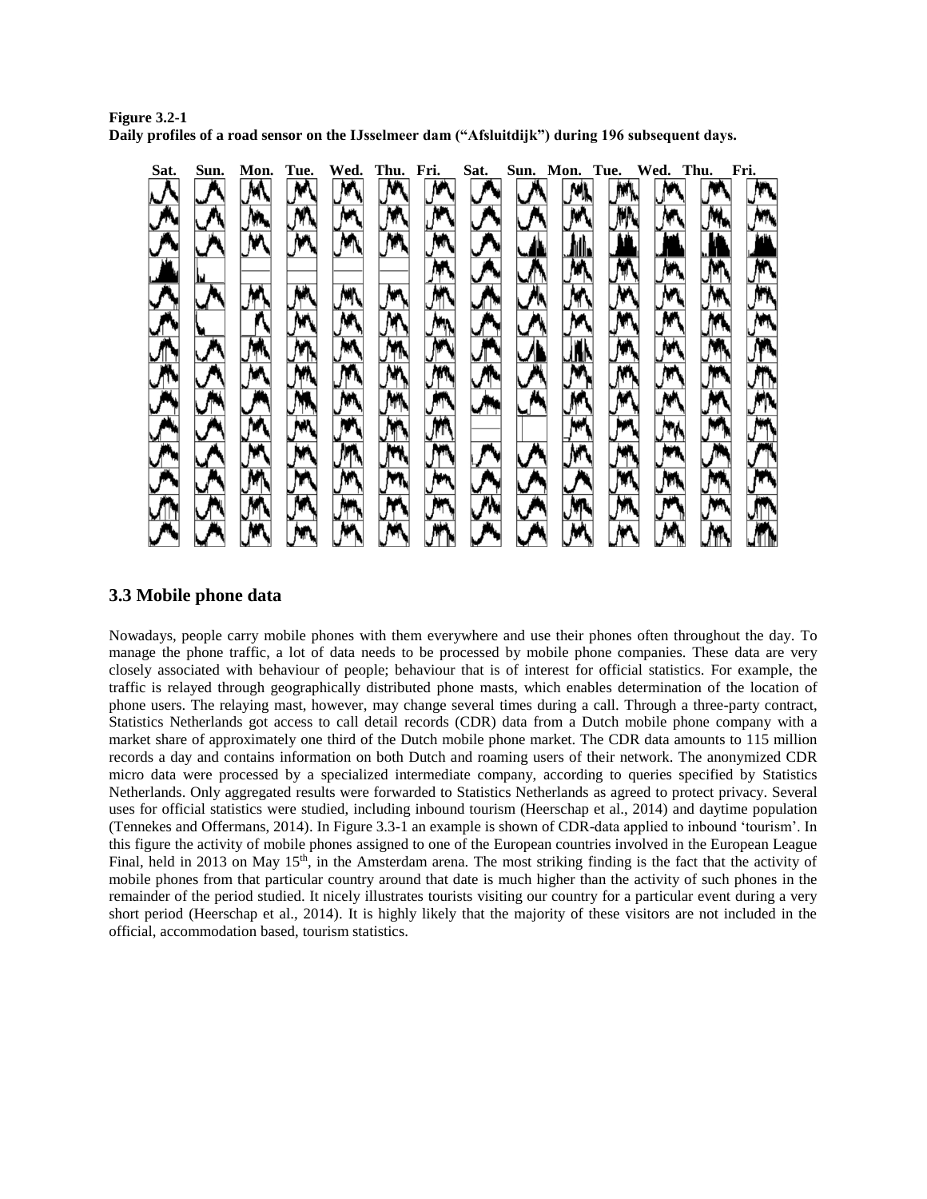**Figure 3.2-1**
**Daily profiles of a road sensor on the IJsselmeer dam ("Afsluitdijk") during 196 subsequent days.**

## 3.3 Mobile phone data

Nowadays, people carry mobile phones with them everywhere and use their phones often throughout the day. To manage the phone traffic, a lot of data needs to be processed by mobile phone companies. These data are very closely associated with behaviour of people; behaviour that is of interest for official statistics. For example, the traffic is relayed through geographically distributed phone masts, which enables determination of the location of phone users. The relaying mast, however, may change several times during a call. Through a three-party contract, Statistics Netherlands got access to call detail records (CDR) data from a Dutch mobile phone company with a market share of approximately one third of the Dutch mobile phone market. The CDR data amounts to 115 million records a day and contains information on both Dutch and roaming users of their network. The anonymized CDR micro data were processed by a specialized intermediate company, according to queries specified by Statistics Netherlands. Only aggregated results were forwarded to Statistics Netherlands as agreed to protect privacy. Several uses for official statistics were studied, including inbound tourism (Heerschap et al., 2014) and daytime population (Tennekes and Offermans, 2014). In Figure 3.3-1 an example is shown of CDR-data applied to inbound 'tourism'. In this figure the activity of mobile phones assigned to one of the European countries involved in the European League Final, held in 2013 on May 15th, in the Amsterdam arena. The most striking finding is the fact that the activity of mobile phones from that particular country around that date is much higher than the activity of such phones in the remainder of the period studied. It nicely illustrates tourists visiting our country for a particular event during a very short period (Heerschap et al., 2014). It is highly likely that the majority of these visitors are not included in the official, accommodation based, tourism statistics.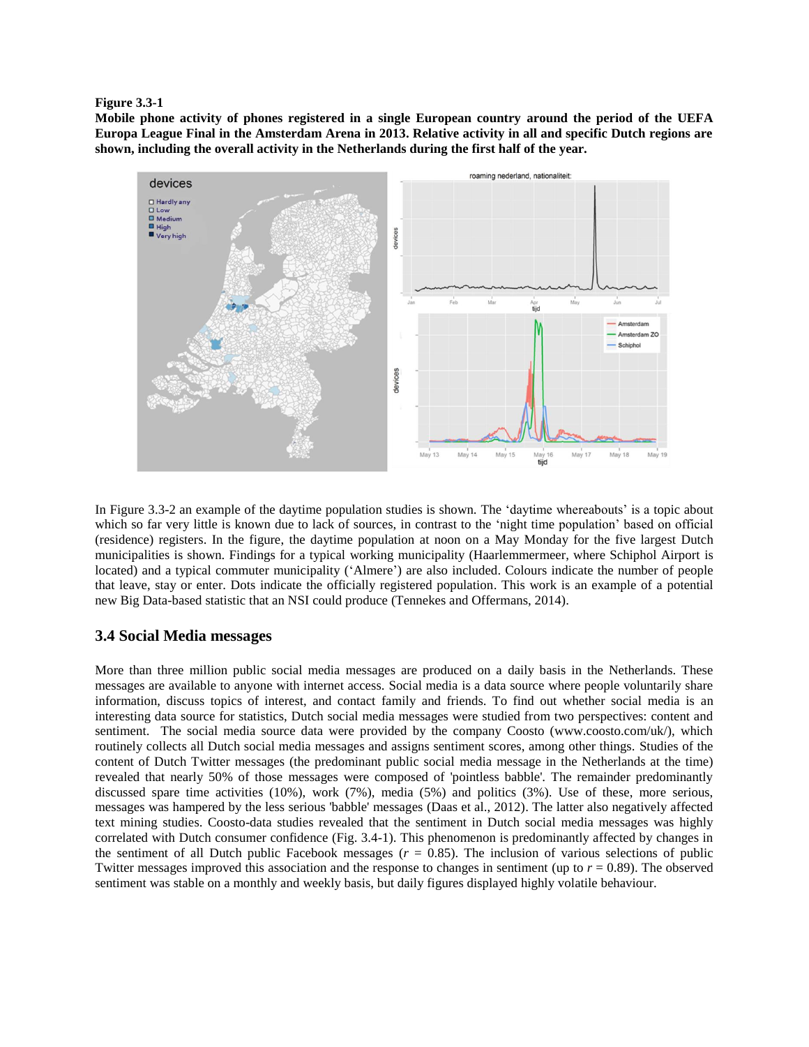**Figure 3.3-1**

**Mobile phone activity of phones registered in a single European country around the period of the UEFA Europa League Final in the Amsterdam Arena in 2013. Relative activity in all and specific Dutch regions are shown, including the overall activity in the Netherlands during the first half of the year.**

In Figure 3.3-2 an example of the daytime population studies is shown. The 'daytime whereabouts' is a topic about which so far very little is known due to lack of sources, in contrast to the 'night time population' based on official (residence) registers. In the figure, the daytime population at noon on a May Monday for the five largest Dutch municipalities is shown. Findings for a typical working municipality (Haarlemmermeer, where Schiphol Airport is located) and a typical commuter municipality ('Almere') are also included. Colours indicate the number of people that leave, stay or enter. Dots indicate the officially registered population. This work is an example of a potential new Big Data-based statistic that an NSI could produce (Tennekes and Offermans, 2014).

## 3.4 Social Media messages

More than three million public social media messages are produced on a daily basis in the Netherlands. These messages are available to anyone with internet access. Social media is a data source where people voluntarily share information, discuss topics of interest, and contact family and friends. To find out whether social media is an interesting data source for statistics, Dutch social media messages were studied from two perspectives: content and sentiment. The social media source data were provided by the company Coosto (www.coosto.com/uk/), which routinely collects all Dutch social media messages and assigns sentiment scores, among other things. Studies of the content of Dutch Twitter messages (the predominant public social media message in the Netherlands at the time) revealed that nearly 50% of those messages were composed of 'pointless babble'. The remainder predominantly discussed spare time activities (10%), work (7%), media (5%) and politics (3%). Use of these, more serious, messages was hampered by the less serious 'babble' messages (Daas et al., 2012). The latter also negatively affected text mining studies. Coosto-data studies revealed that the sentiment in Dutch social media messages was highly correlated with Dutch consumer confidence (Fig. 3.4-1). This phenomenon is predominantly affected by changes in the sentiment of all Dutch public Facebook messages ($r$ = 0.85). The inclusion of various selections of public Twitter messages improved this association and the response to changes in sentiment (up to $r$ = 0.89). The observed sentiment was stable on a monthly and weekly basis, but daily figures displayed highly volatile behaviour.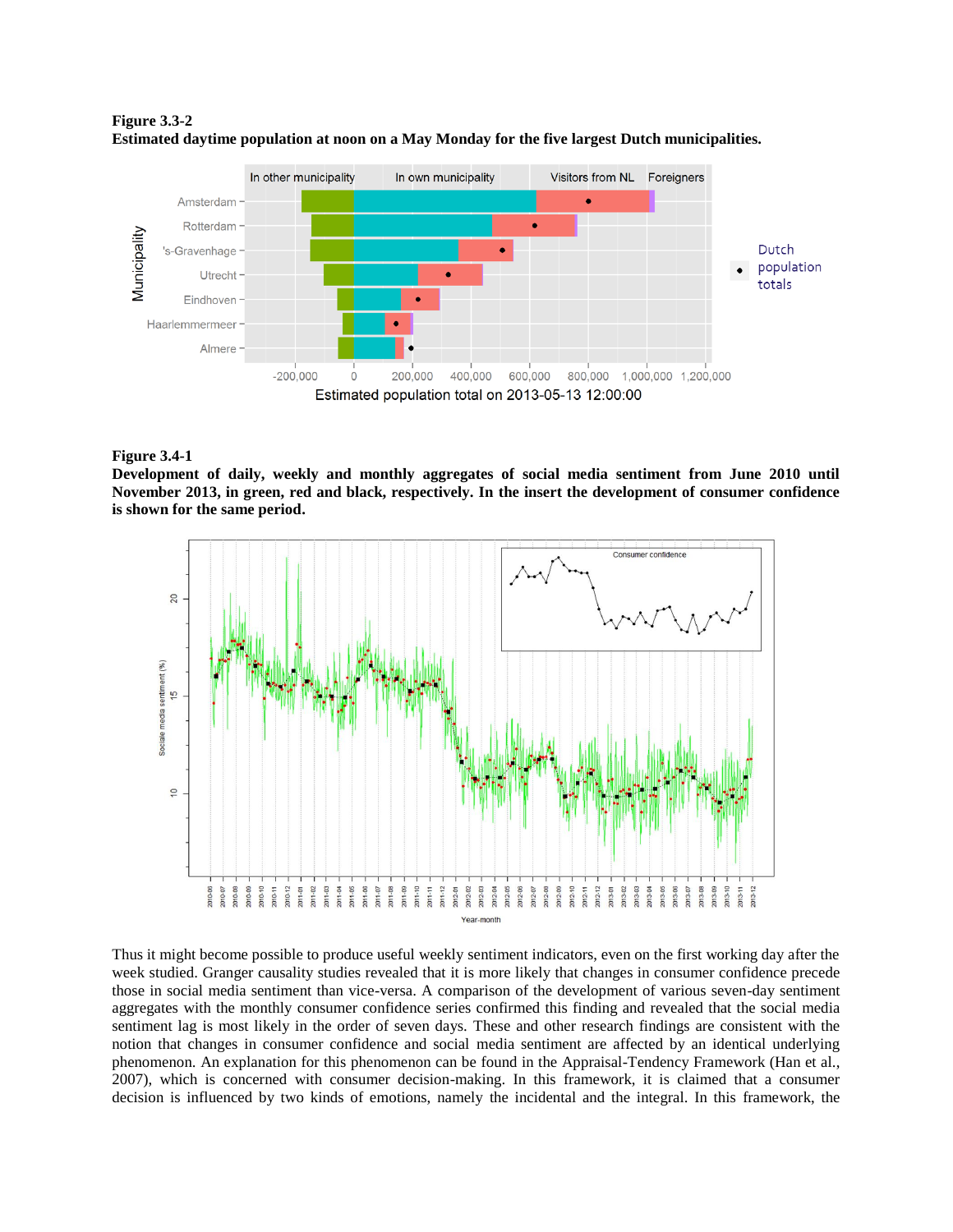**Figure 3.3-2**
**Estimated daytime population at noon on a May Monday for the five largest Dutch municipalities.**

**Figure 3.4-1**
**Development of daily, weekly and monthly aggregates of social media sentiment from June 2010 until November 2013, in green, red and black, respectively. In the insert the development of consumer confidence is shown for the same period.**

Thus it might become possible to produce useful weekly sentiment indicators, even on the first working day after the week studied. Granger causality studies revealed that it is more likely that changes in consumer confidence precede those in social media sentiment than vice-versa. A comparison of the development of various seven-day sentiment aggregates with the monthly consumer confidence series confirmed this finding and revealed that the social media sentiment lag is most likely in the order of seven days. These and other research findings are consistent with the notion that changes in consumer confidence and social media sentiment are affected by an identical underlying phenomenon. An explanation for this phenomenon can be found in the Appraisal-Tendency Framework (Han et al., 2007), which is concerned with consumer decision-making. In this framework, it is claimed that a consumer decision is influenced by two kinds of emotions, namely the incidental and the integral. In this framework, the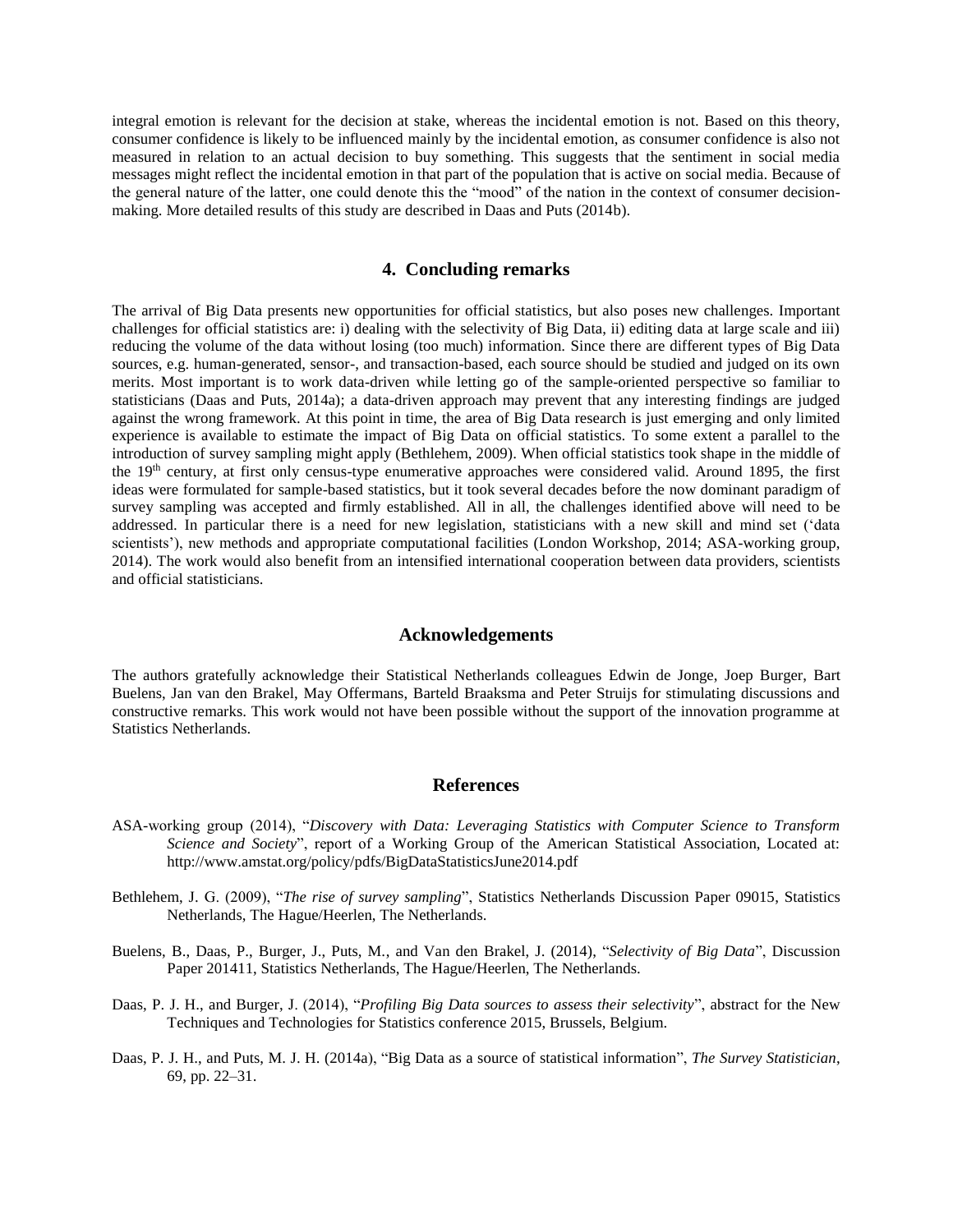integral emotion is relevant for the decision at stake, whereas the incidental emotion is not. Based on this theory, consumer confidence is likely to be influenced mainly by the incidental emotion, as consumer confidence is also not measured in relation to an actual decision to buy something. This suggests that the sentiment in social media messages might reflect the incidental emotion in that part of the population that is active on social media. Because of the general nature of the latter, one could denote this the "mood" of the nation in the context of consumer decision-making. More detailed results of this study are described in Daas and Puts (2014b).

## 4. Concluding remarks

The arrival of Big Data presents new opportunities for official statistics, but also poses new challenges. Important challenges for official statistics are: i) dealing with the selectivity of Big Data, ii) editing data at large scale and iii) reducing the volume of the data without losing (too much) information. Since there are different types of Big Data sources, e.g. human-generated, sensor-, and transaction-based, each source should be studied and judged on its own merits. Most important is to work data-driven while letting go of the sample-oriented perspective so familiar to statisticians (Daas and Puts, 2014a); a data-driven approach may prevent that any interesting findings are judged against the wrong framework. At this point in time, the area of Big Data research is just emerging and only limited experience is available to estimate the impact of Big Data on official statistics. To some extent a parallel to the introduction of survey sampling might apply (Bethlehem, 2009). When official statistics took shape in the middle of the 19th century, at first only census-type enumerative approaches were considered valid. Around 1895, the first ideas were formulated for sample-based statistics, but it took several decades before the now dominant paradigm of survey sampling was accepted and firmly established. All in all, the challenges identified above will need to be addressed. In particular there is a need for new legislation, statisticians with a new skill and mind set ('data scientists'), new methods and appropriate computational facilities (London Workshop, 2014; ASA-working group, 2014). The work would also benefit from an intensified international cooperation between data providers, scientists and official statisticians.

## Acknowledgements

The authors gratefully acknowledge their Statistical Netherlands colleagues Edwin de Jonge, Joep Burger, Bart Buelens, Jan van den Brakel, May Offermans, Barteld Braaksma and Peter Struijs for stimulating discussions and constructive remarks. This work would not have been possible without the support of the innovation programme at Statistics Netherlands.

## References

ASA-working group (2014), "*Discovery with Data: Leveraging Statistics with Computer Science to Transform Science and Society*", report of a Working Group of the American Statistical Association, Located at: http://www.amstat.org/policy/pdfs/BigDataStatisticsJune2014.pdf

Bethlehem, J. G. (2009), "*The rise of survey sampling*", Statistics Netherlands Discussion Paper 09015, Statistics Netherlands, The Hague/Heerlen, The Netherlands.

Buelens, B., Daas, P., Burger, J., Puts, M., and Van den Brakel, J. (2014), "*Selectivity of Big Data*", Discussion Paper 201411, Statistics Netherlands, The Hague/Heerlen, The Netherlands.

Daas, P. J. H., and Burger, J. (2014), "*Profiling Big Data sources to assess their selectivity*", abstract for the New Techniques and Technologies for Statistics conference 2015, Brussels, Belgium.

Daas, P. J. H., and Puts, M. J. H. (2014a), "Big Data as a source of statistical information", *The Survey Statistician*, 69, pp. 22–31.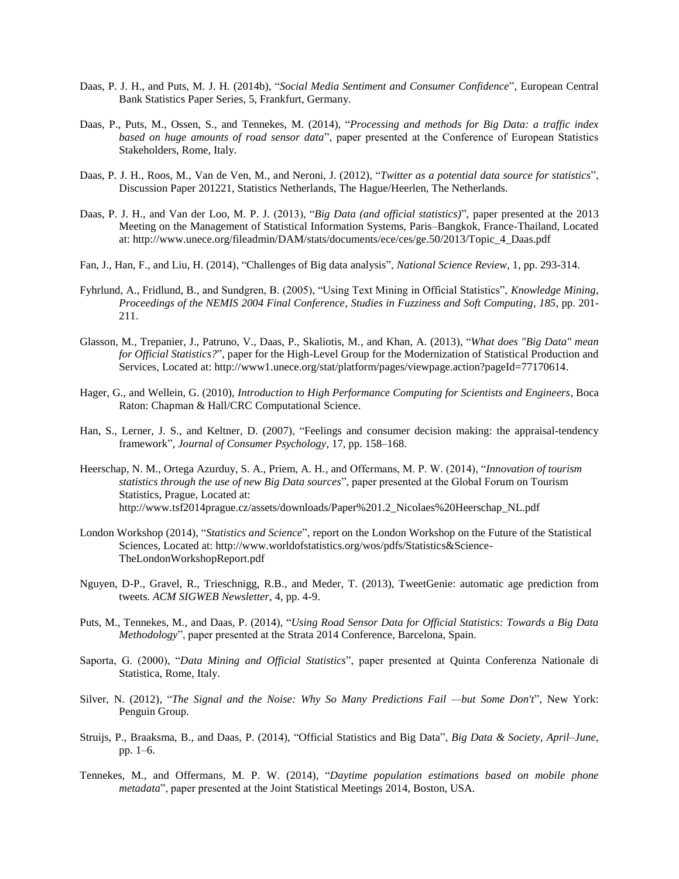Daas, P. J. H., and Puts, M. J. H. (2014b), "*Social Media Sentiment and Consumer Confidence*", European Central Bank Statistics Paper Series, 5, Frankfurt, Germany.

Daas, P., Puts, M., Ossen, S., and Tennekes, M. (2014), "*Processing and methods for Big Data: a traffic index based on huge amounts of road sensor data*", paper presented at the Conference of European Statistics Stakeholders, Rome, Italy.

Daas, P. J. H., Roos, M., Van de Ven, M., and Neroni, J. (2012), "*Twitter as a potential data source for statistics*", Discussion Paper 201221, Statistics Netherlands, The Hague/Heerlen, The Netherlands.

Daas, P. J. H., and Van der Loo, M. P. J. (2013), "*Big Data (and official statistics)*", paper presented at the 2013 Meeting on the Management of Statistical Information Systems, Paris–Bangkok, France-Thailand, Located at: http://www.unece.org/fileadmin/DAM/stats/documents/ece/ces/ge.50/2013/Topic_4_Daas.pdf

Fan, J., Han, F., and Liu, H. (2014), "Challenges of Big data analysis", *National Science Review*, 1, pp. 293-314.

Fyhrlund, A., Fridlund, B., and Sundgren, B. (2005), "Using Text Mining in Official Statistics", *Knowledge Mining, Proceedings of the NEMIS 2004 Final Conference, Studies in Fuzziness and Soft Computing*, *185*, pp. 201-211.

Glasson, M., Trepanier, J., Patruno, V., Daas, P., Skaliotis, M., and Khan, A. (2013), "*What does "Big Data" mean for Official Statistics?*", paper for the High-Level Group for the Modernization of Statistical Production and Services, Located at: http://www1.unece.org/stat/platform/pages/viewpage.action?pageId=77170614.

Hager, G., and Wellein, G. (2010), *Introduction to High Performance Computing for Scientists and Engineers*, Boca Raton: Chapman & Hall/CRC Computational Science.

Han, S., Lerner, J. S., and Keltner, D. (2007), "Feelings and consumer decision making: the appraisal-tendency framework", *Journal of Consumer Psychology*, 17, pp. 158–168.

Heerschap, N. M., Ortega Azurduy, S. A., Priem, A. H., and Offermans, M. P. W. (2014), "*Innovation of tourism statistics through the use of new Big Data sources*", paper presented at the Global Forum on Tourism Statistics, Prague, Located at: http://www.tsf2014prague.cz/assets/downloads/Paper%201.2_Nicolaes%20Heerschap_NL.pdf

London Workshop (2014), "*Statistics and Science*", report on the London Workshop on the Future of the Statistical Sciences, Located at: http://www.worldofstatistics.org/wos/pdfs/Statistics&Science-TheLondonWorkshopReport.pdf

Nguyen, D-P., Gravel, R., Trieschnigg, R.B., and Meder, T. (2013), TweetGenie: automatic age prediction from tweets. *ACM SIGWEB Newsletter*, 4, pp. 4-9.

Puts, M., Tennekes, M., and Daas, P. (2014), "*Using Road Sensor Data for Official Statistics: Towards a Big Data Methodology*", paper presented at the Strata 2014 Conference, Barcelona, Spain.

Saporta, G. (2000), "*Data Mining and Official Statistics*", paper presented at Quinta Conferenza Nationale di Statistica, Rome, Italy.

Silver, N. (2012), "*The Signal and the Noise: Why So Many Predictions Fail —but Some Don't*", New York: Penguin Group.

Struijs, P., Braaksma, B., and Daas, P. (2014), "Official Statistics and Big Data", *Big Data & Society*, *April–June*, pp. 1–6.

Tennekes, M., and Offermans, M. P. W. (2014), "*Daytime population estimations based on mobile phone metadata*", paper presented at the Joint Statistical Meetings 2014, Boston, USA.